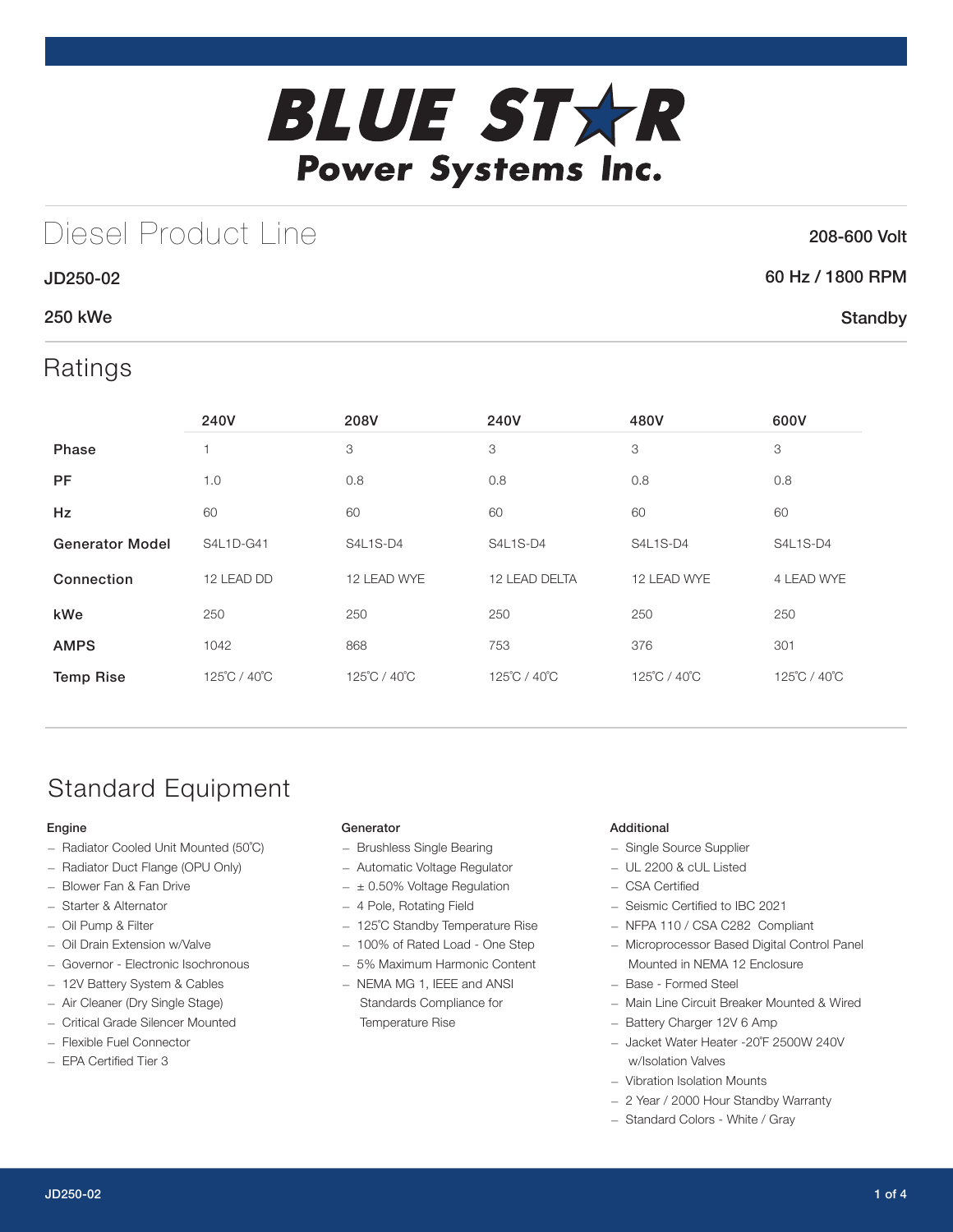# BLUE STAR

## Power Systems Inc.

# Diesel Product Line

**208-600 Volt**

**JD250-02**

**60 Hz / 1800 RPM**

**250 kWe**

**Standby**

## Ratings

| | 240V | 208V | 240V | 480V | 600V |
|---|---|---|---|---|---|
| **Phase** | 1 | 3 | 3 | 3 | 3 |
| **PF** | 1.0 | 0.8 | 0.8 | 0.8 | 0.8 |
| **Hz** | 60 | 60 | 60 | 60 | 60 |
| **Generator Model** | S4L1D-G41 | S4L1S-D4 | S4L1S-D4 | S4L1S-D4 | S4L1S-D4 |
| **Connection** | 12 LEAD DD | 12 LEAD WYE | 12 LEAD DELTA | 12 LEAD WYE | 4 LEAD WYE |
| **kWe** | 250 | 250 | 250 | 250 | 250 |
| **AMPS** | 1042 | 868 | 753 | 376 | 301 |
| **Temp Rise** | 125˚C / 40˚C | 125˚C / 40˚C | 125˚C / 40˚C | 125˚C / 40˚C | 125˚C / 40˚C |

## Standard Equipment

### Engine

- Radiator Cooled Unit Mounted (50˚C)
- Radiator Duct Flange (OPU Only)
- Blower Fan & Fan Drive
- Starter & Alternator
- Oil Pump & Filter
- Oil Drain Extension w/Valve
- Governor - Electronic Isochronous
- 12V Battery System & Cables
- Air Cleaner (Dry Single Stage)
- Critical Grade Silencer Mounted
- Flexible Fuel Connector
- EPA Certified Tier 3

### Generator

- Brushless Single Bearing
- Automatic Voltage Regulator
- ± 0.50% Voltage Regulation
- 4 Pole, Rotating Field
- 125˚C Standby Temperature Rise
- 100% of Rated Load - One Step
- 5% Maximum Harmonic Content
- NEMA MG 1, IEEE and ANSI Standards Compliance for Temperature Rise

### Additional

- Single Source Supplier
- UL 2200 & cUL Listed
- CSA Certified
- Seismic Certified to IBC 2021
- NFPA 110 / CSA C282 Compliant
- Microprocessor Based Digital Control Panel Mounted in NEMA 12 Enclosure
- Base - Formed Steel
- Main Line Circuit Breaker Mounted & Wired
- Battery Charger 12V 6 Amp
- Jacket Water Heater -20˚F 2500W 240V w/Isolation Valves
- Vibration Isolation Mounts
- 2 Year / 2000 Hour Standby Warranty
- Standard Colors - White / Gray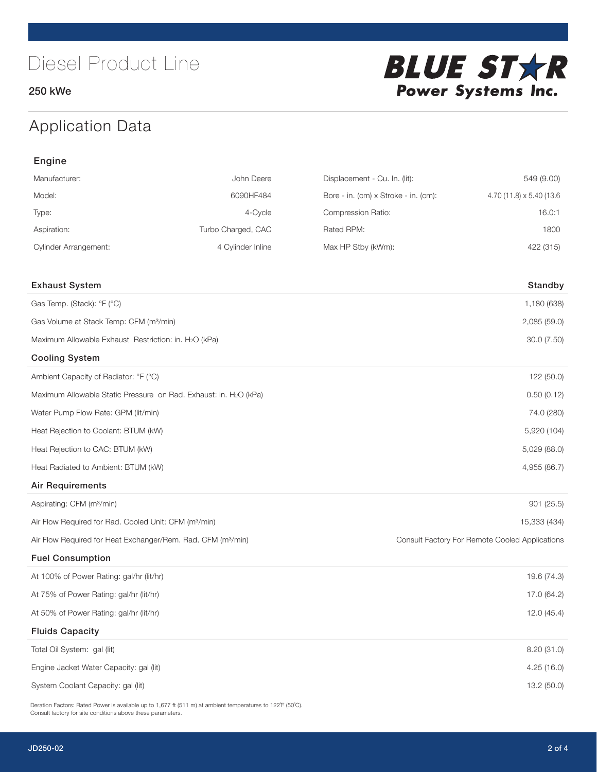# Diesel Product Line

250 kWe

**BLUE STAR Power Systems Inc.**

## Application Data

### Engine

| | | | |
|---|---|---|---|
| Manufacturer: | John Deere | Displacement - Cu. In. (lit): | 549 (9.00) |
| Model: | 6090HF484 | Bore - in. (cm) x Stroke - in. (cm): | 4.70 (11.8) x 5.40 (13.6 |
| Type: | 4-Cycle | Compression Ratio: | 16.0:1 |
| Aspiration: | Turbo Charged, CAC | Rated RPM: | 1800 |
| Cylinder Arrangement: | 4 Cylinder Inline | Max HP Stby (kWm): | 422 (315) |

| Exhaust System | Standby |
|---|---|
| Gas Temp. (Stack): °F (°C) | 1,180 (638) |
| Gas Volume at Stack Temp: CFM ($m^3$/min) | 2,085 (59.0) |
| Maximum Allowable Exhaust Restriction: in. $H_2O$ (kPa) | 30.0 (7.50) |
| **Cooling System** | |
| Ambient Capacity of Radiator: °F (°C) | 122 (50.0) |
| Maximum Allowable Static Pressure on Rad. Exhaust: in. $H_2O$ (kPa) | 0.50 (0.12) |
| Water Pump Flow Rate: GPM (lit/min) | 74.0 (280) |
| Heat Rejection to Coolant: BTUM (kW) | 5,920 (104) |
| Heat Rejection to CAC: BTUM (kW) | 5,029 (88.0) |
| Heat Radiated to Ambient: BTUM (kW) | 4,955 (86.7) |
| **Air Requirements** | |
| Aspirating: CFM ($m^3$/min) | 901 (25.5) |
| Air Flow Required for Rad. Cooled Unit: CFM ($m^3$/min) | 15,333 (434) |
| Air Flow Required for Heat Exchanger/Rem. Rad. CFM ($m^3$/min) | Consult Factory For Remote Cooled Applications |
| **Fuel Consumption** | |
| At 100% of Power Rating: gal/hr (lit/hr) | 19.6 (74.3) |
| At 75% of Power Rating: gal/hr (lit/hr) | 17.0 (64.2) |
| At 50% of Power Rating: gal/hr (lit/hr) | 12.0 (45.4) |
| **Fluids Capacity** | |
| Total Oil System: gal (lit) | 8.20 (31.0) |
| Engine Jacket Water Capacity: gal (lit) | 4.25 (16.0) |
| System Coolant Capacity: gal (lit) | 13.2 (50.0) |

Deration Factors: Rated Power is available up to 1,677 ft (511 m) at ambient temperatures to 122°F (50°C).
Consult factory for site conditions above these parameters.

JD250-02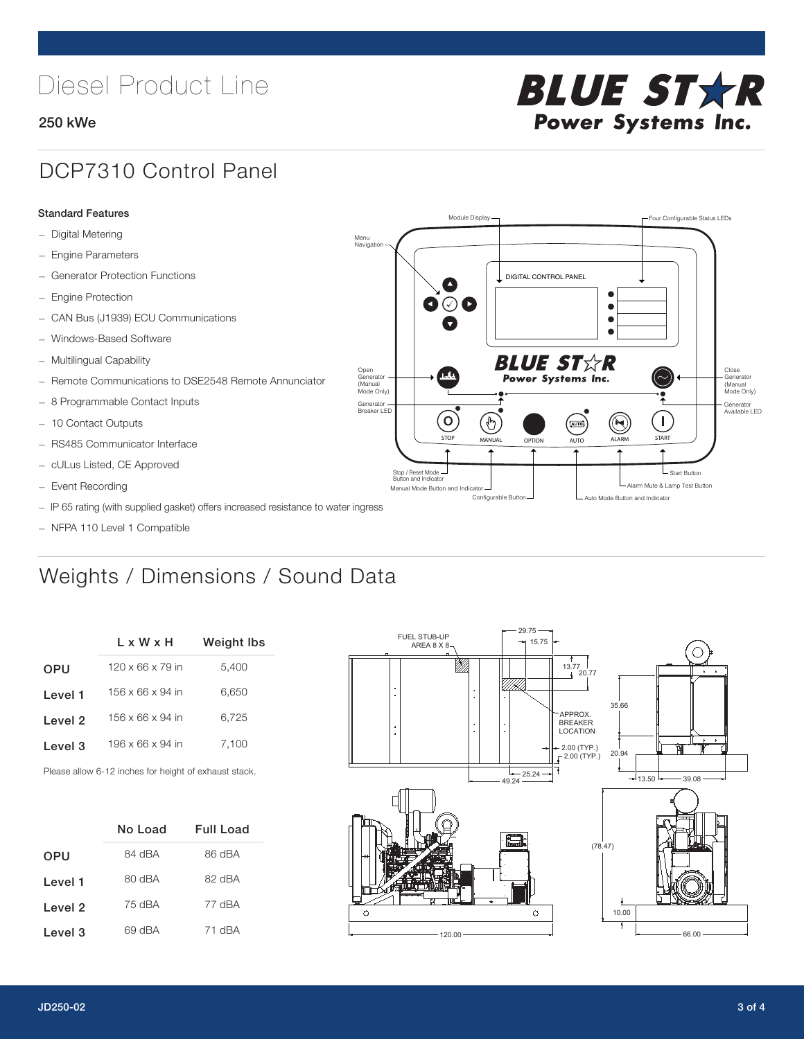# Diesel Product Line

**250 kWe**

## DCP7310 Control Panel

**Standard Features**

- Digital Metering
- Engine Parameters
- Generator Protection Functions
- Engine Protection
- CAN Bus (J1939) ECU Communications
- Windows-Based Software
- Multilingual Capability
- Remote Communications to DSE2548 Remote Annunciator
- 8 Programmable Contact Inputs
- 10 Contact Outputs
- RS485 Communicator Interface
- cULus Listed, CE Approved
- Event Recording
- IP 65 rating (with supplied gasket) offers increased resistance to water ingress
- NFPA 110 Level 1 Compatible

## Weights / Dimensions / Sound Data

| | L x W x H | Weight lbs |
|---|---|---|
| OPU | 120 x 66 x 79 in | 5,400 |
| Level 1 | 156 x 66 x 94 in | 6,650 |
| Level 2 | 156 x 66 x 94 in | 6,725 |
| Level 3 | 196 x 66 x 94 in | 7,100 |

Please allow 6-12 inches for height of exhaust stack.

| | No Load | Full Load |
|---|---|---|
| OPU | 84 dBA | 86 dBA |
| Level 1 | 80 dBA | 82 dBA |
| Level 2 | 75 dBA | 77 dBA |
| Level 3 | 69 dBA | 71 dBA |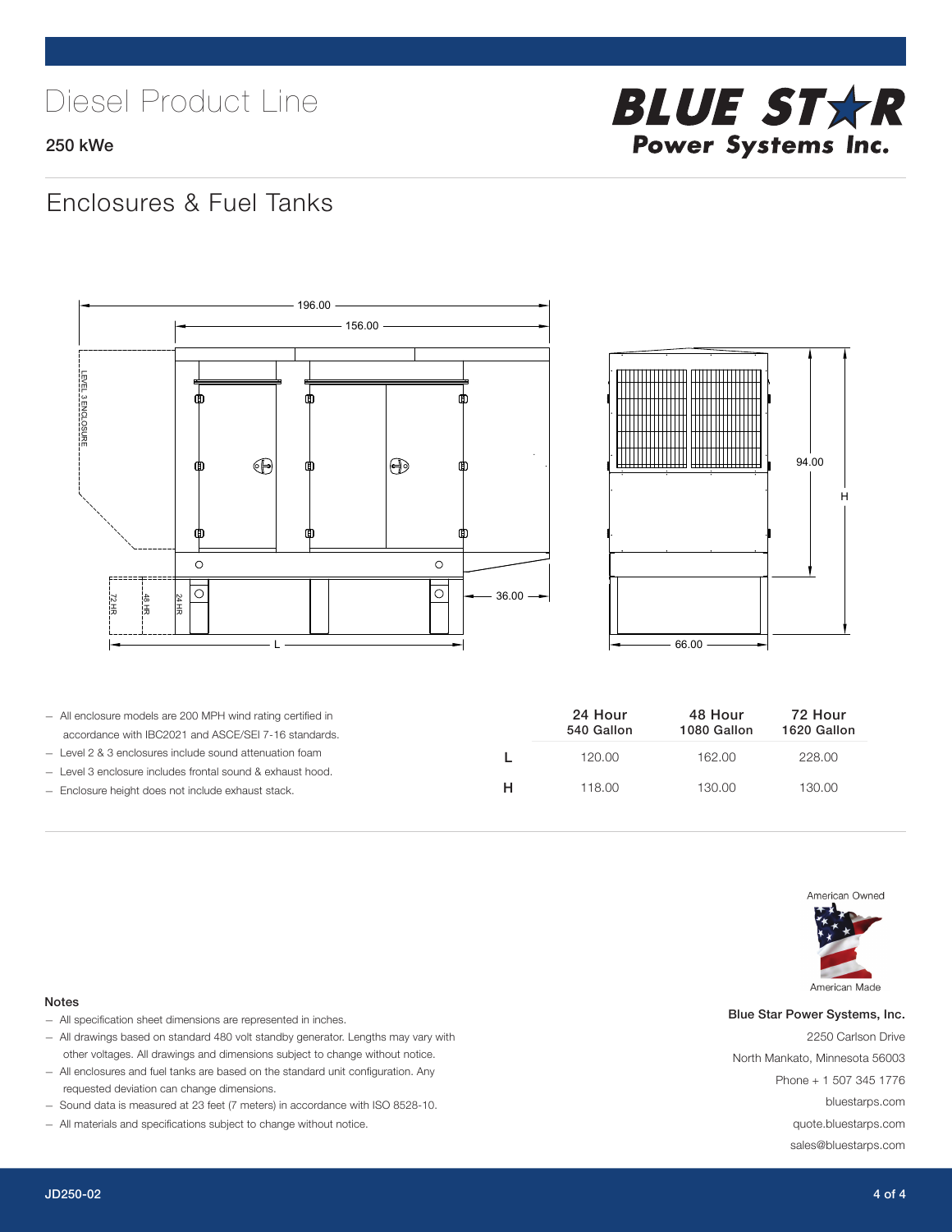# Diesel Product Line

250 kWe

**BLUE STAR**
***Power Systems Inc.***

## Enclosures & Fuel Tanks

196.00
156.00
LEVEL 3 ENCLOSURE
72 HR
48 HR
24 HR
36.00
L
94.00
H
66.00

- All enclosure models are 200 MPH wind rating certified in accordance with IBC2021 and ASCE/SEI 7-16 standards.
- Level 2 & 3 enclosures include sound attenuation foam
- Level 3 enclosure includes frontal sound & exhaust hood.
- Enclosure height does not include exhaust stack.

| | 24 Hour 540 Gallon | 48 Hour 1080 Gallon | 72 Hour 1620 Gallon |
|---|---|---|---|
| **L** | 120.00 | 162.00 | 228.00 |
| **H** | 118.00 | 130.00 | 130.00 |

American Owned

American Made

### Notes

- All specification sheet dimensions are represented in inches.
- All drawings based on standard 480 volt standby generator. Lengths may vary with other voltages. All drawings and dimensions subject to change without notice.
- All enclosures and fuel tanks are based on the standard unit configuration. Any requested deviation can change dimensions.
- Sound data is measured at 23 feet (7 meters) in accordance with ISO 8528-10.
- All materials and specifications subject to change without notice.

**Blue Star Power Systems, Inc.**
2250 Carlson Drive
North Mankato, Minnesota 56003
Phone + 1 507 345 1776
bluestarps.com
quote.bluestarps.com
sales@bluestarps.com

JD250-02